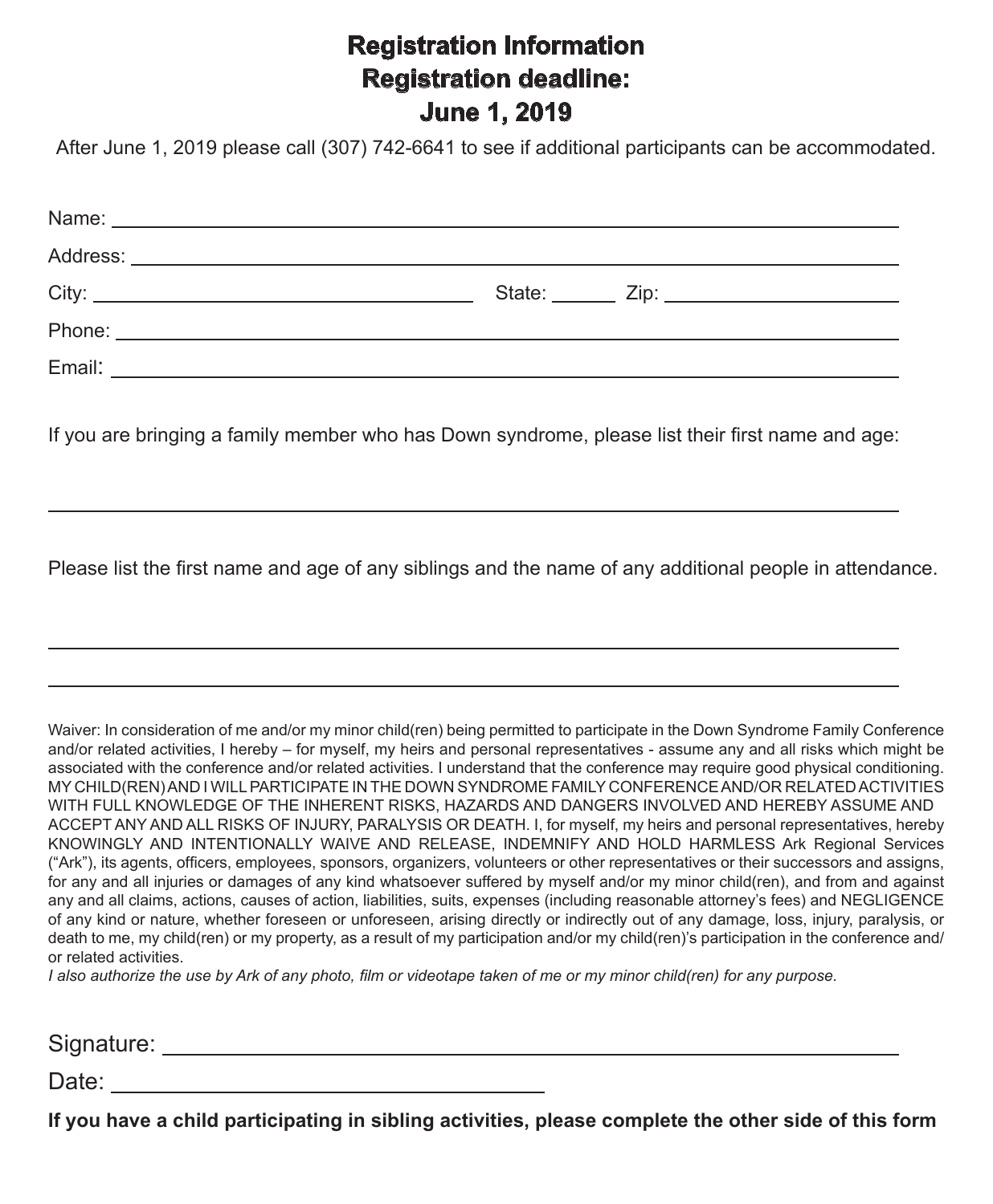# Registration Information
# Registration deadline:
# June 1, 2019

After June 1, 2019 please call (307) 742-6641 to see if additional participants can be accommodated.

Name: ______________________________________________

Address: ______________________________________________

City: ______________________ State: ______ Zip: ______________

Phone: ______________________________________________

Email: ______________________________________________

If you are bringing a family member who has Down syndrome, please list their first name and age:

______________________________________________

Please list the first name and age of any siblings and the name of any additional people in attendance.

______________________________________________

______________________________________________

Waiver: In consideration of me and/or my minor child(ren) being permitted to participate in the Down Syndrome Family Conference and/or related activities, I hereby – for myself, my heirs and personal representatives - assume any and all risks which might be associated with the conference and/or related activities. I understand that the conference may require good physical conditioning. MY CHILD(REN) AND I WILL PARTICIPATE IN THE DOWN SYNDROME FAMILY CONFERENCE AND/OR RELATED ACTIVITIES WITH FULL KNOWLEDGE OF THE INHERENT RISKS, HAZARDS AND DANGERS INVOLVED AND HEREBY ASSUME AND ACCEPT ANY AND ALL RISKS OF INJURY, PARALYSIS OR DEATH. I, for myself, my heirs and personal representatives, hereby KNOWINGLY AND INTENTIONALLY WAIVE AND RELEASE, INDEMNIFY AND HOLD HARMLESS Ark Regional Services ("Ark"), its agents, officers, employees, sponsors, organizers, volunteers or other representatives or their successors and assigns, for any and all injuries or damages of any kind whatsoever suffered by myself and/or my minor child(ren), and from and against any and all claims, actions, causes of action, liabilities, suits, expenses (including reasonable attorney's fees) and NEGLIGENCE of any kind or nature, whether foreseen or unforeseen, arising directly or indirectly out of any damage, loss, injury, paralysis, or death to me, my child(ren) or my property, as a result of my participation and/or my child(ren)'s participation in the conference and/or related activities.

*I also authorize the use by Ark of any photo, film or videotape taken of me or my minor child(ren) for any purpose.*

Signature: ______________________________________________

Date: ______________________

**If you have a child participating in sibling activities, please complete the other side of this form**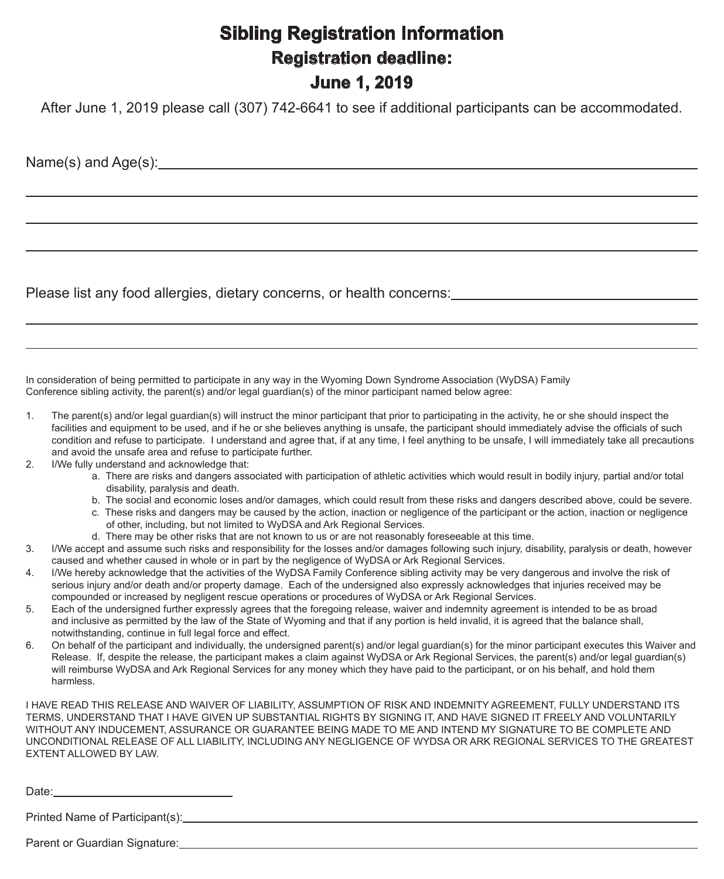# Sibling Registration Information

## Registration deadline:

## June 1, 2019

After June 1, 2019 please call (307) 742-6641 to see if additional participants can be accommodated.

Name(s) and Age(s):______________________________________________________________

__________________________________________________________________________

__________________________________________________________________________

__________________________________________________________________________

Please list any food allergies, dietary concerns, or health concerns:___________________________

__________________________________________________________________________

__________________________________________________________________________

In consideration of being permitted to participate in any way in the Wyoming Down Syndrome Association (WyDSA) Family Conference sibling activity, the parent(s) and/or legal guardian(s) of the minor participant named below agree:

1. The parent(s) and/or legal guardian(s) will instruct the minor participant that prior to participating in the activity, he or she should inspect the facilities and equipment to be used, and if he or she believes anything is unsafe, the participant should immediately advise the officials of such condition and refuse to participate. I understand and agree that, if at any time, I feel anything to be unsafe, I will immediately take all precautions and avoid the unsafe area and refuse to participate further.
2. I/We fully understand and acknowledge that:
   a. There are risks and dangers associated with participation of athletic activities which would result in bodily injury, partial and/or total disability, paralysis and death.
   b. The social and economic loses and/or damages, which could result from these risks and dangers described above, could be severe.
   c. These risks and dangers may be caused by the action, inaction or negligence of the participant or the action, inaction or negligence of other, including, but not limited to WyDSA and Ark Regional Services.
   d. There may be other risks that are not known to us or are not reasonably foreseeable at this time.
3. I/We accept and assume such risks and responsibility for the losses and/or damages following such injury, disability, paralysis or death, however caused and whether caused in whole or in part by the negligence of WyDSA or Ark Regional Services.
4. I/We hereby acknowledge that the activities of the WyDSA Family Conference sibling activity may be very dangerous and involve the risk of serious injury and/or death and/or property damage. Each of the undersigned also expressly acknowledges that injuries received may be compounded or increased by negligent rescue operations or procedures of WyDSA or Ark Regional Services.
5. Each of the undersigned further expressly agrees that the foregoing release, waiver and indemnity agreement is intended to be as broad and inclusive as permitted by the law of the State of Wyoming and that if any portion is held invalid, it is agreed that the balance shall, notwithstanding, continue in full legal force and effect.
6. On behalf of the participant and individually, the undersigned parent(s) and/or legal guardian(s) for the minor participant executes this Waiver and Release. If, despite the release, the participant makes a claim against WyDSA or Ark Regional Services, the parent(s) and/or legal guardian(s) will reimburse WyDSA and Ark Regional Services for any money which they have paid to the participant, or on his behalf, and hold them harmless.

I HAVE READ THIS RELEASE AND WAIVER OF LIABILITY, ASSUMPTION OF RISK AND INDEMNITY AGREEMENT, FULLY UNDERSTAND ITS TERMS, UNDERSTAND THAT I HAVE GIVEN UP SUBSTANTIAL RIGHTS BY SIGNING IT, AND HAVE SIGNED IT FREELY AND VOLUNTARILY WITHOUT ANY INDUCEMENT, ASSURANCE OR GUARANTEE BEING MADE TO ME AND INTEND MY SIGNATURE TO BE COMPLETE AND UNCONDITIONAL RELEASE OF ALL LIABILITY, INCLUDING ANY NEGLIGENCE OF WYDSA OR ARK REGIONAL SERVICES TO THE GREATEST EXTENT ALLOWED BY LAW.

Date:____________________________

Printed Name of Participant(s):______________________________________________________

Parent or Guardian Signature:_______________________________________________________